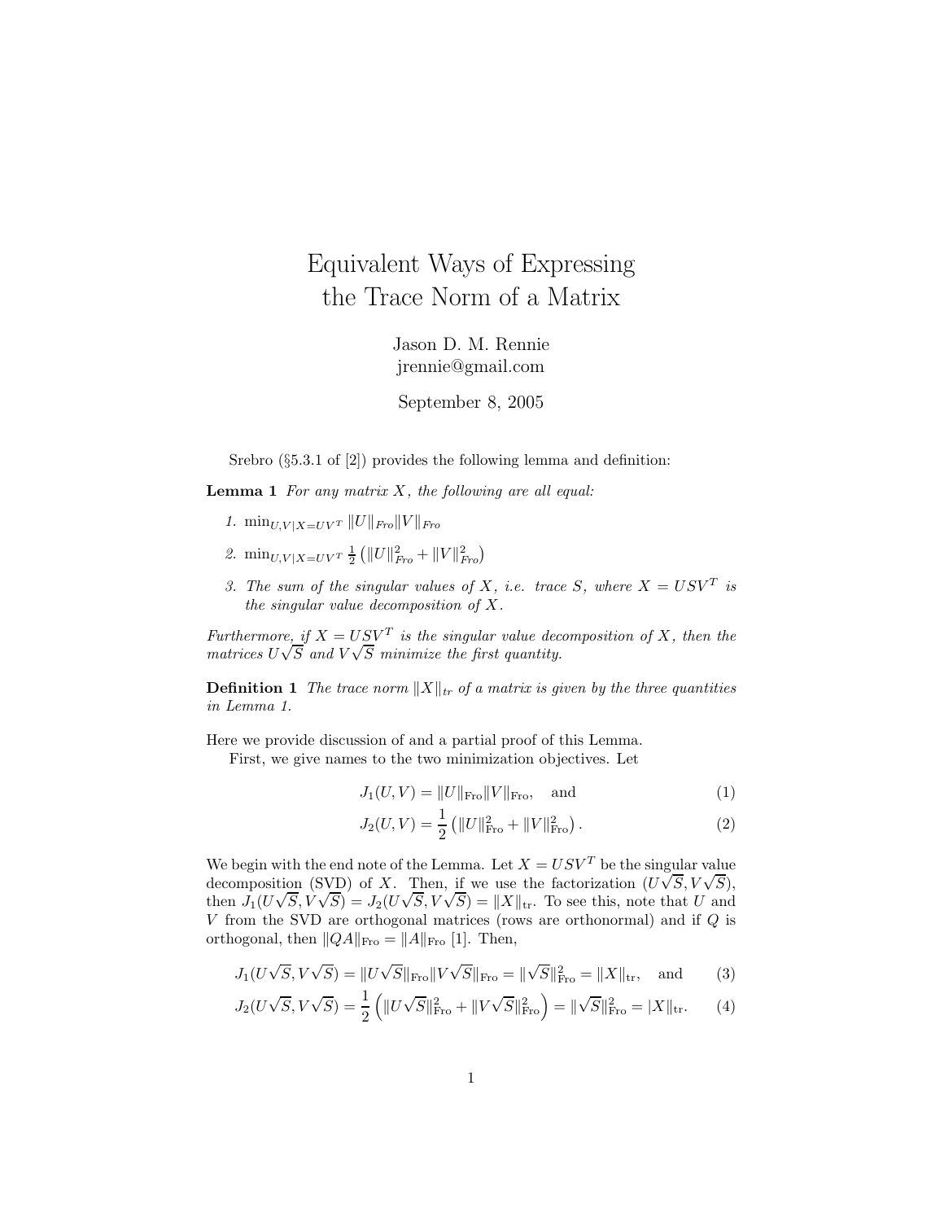# Equivalent Ways of Expressing the Trace Norm of a Matrix

Jason D. M. Rennie
jrennie@gmail.com

September 8, 2005

Srebro (§5.3.1 of [2]) provides the following lemma and definition:

**Lemma 1** *For any matrix $X$, the following are all equal:*

1. $\min_{U,V|X=UV^T} \|U\|_{Fro}\|V\|_{Fro}$
2. $\min_{U,V|X=UV^T} \frac{1}{2}\left(\|U\|_{Fro}^2 + \|V\|_{Fro}^2\right)$
3. *The sum of the singular values of $X$, i.e. trace $S$, where $X = USV^T$ is the singular value decomposition of $X$.*

*Furthermore, if $X = USV^T$ is the singular value decomposition of $X$, then the matrices $U\sqrt{S}$ and $V\sqrt{S}$ minimize the first quantity.*

**Definition 1** *The trace norm $\|X\|_{tr}$ of a matrix is given by the three quantities in Lemma 1.*

Here we provide discussion of and a partial proof of this Lemma.

First, we give names to the two minimization objectives. Let

$$J_1(U, V) = \|U\|_{\text{Fro}}\|V\|_{\text{Fro}}, \quad \text{and} \tag{1}$$

$$J_2(U, V) = \frac{1}{2}\left(\|U\|_{\text{Fro}}^2 + \|V\|_{\text{Fro}}^2\right). \tag{2}$$

We begin with the end note of the Lemma. Let $X = USV^T$ be the singular value decomposition (SVD) of $X$. Then, if we use the factorization $(U\sqrt{S}, V\sqrt{S})$, then $J_1(U\sqrt{S}, V\sqrt{S}) = J_2(U\sqrt{S}, V\sqrt{S}) = \|X\|_{\text{tr}}$. To see this, note that $U$ and $V$ from the SVD are orthogonal matrices (rows are orthonormal) and if $Q$ is orthogonal, then $\|QA\|_{\text{Fro}} = \|A\|_{\text{Fro}}$ [1]. Then,

$$J_1(U\sqrt{S}, V\sqrt{S}) = \|U\sqrt{S}\|_{\text{Fro}}\|V\sqrt{S}\|_{\text{Fro}} = \|\sqrt{S}\|_{\text{Fro}}^2 = \|X\|_{\text{tr}}, \quad \text{and} \tag{3}$$

$$J_2(U\sqrt{S}, V\sqrt{S}) = \frac{1}{2}\left(\|U\sqrt{S}\|_{\text{Fro}}^2 + \|V\sqrt{S}\|_{\text{Fro}}^2\right) = \|\sqrt{S}\|_{\text{Fro}}^2 = |X\|_{\text{tr}}. \tag{4}$$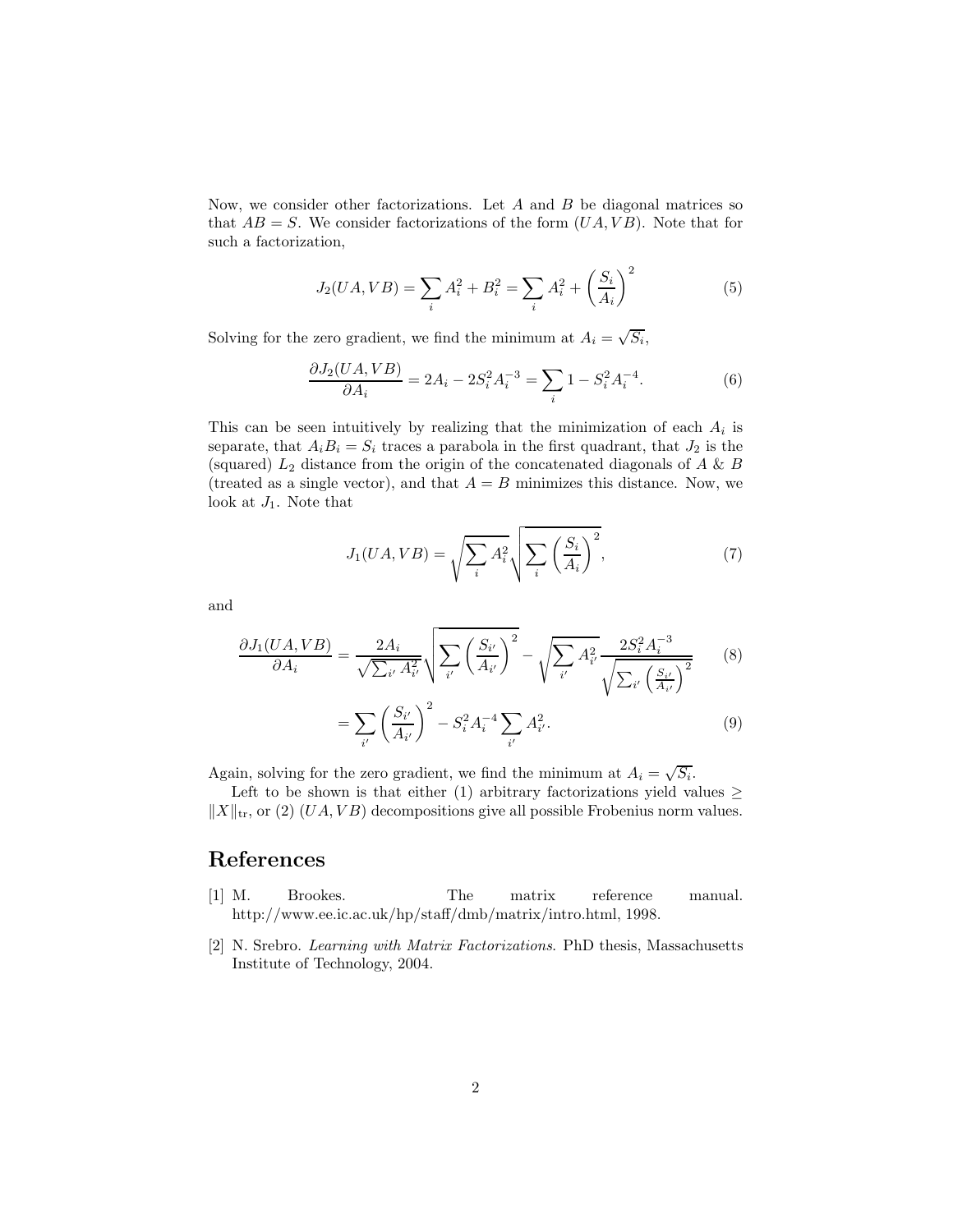Now, we consider other factorizations. Let $A$ and $B$ be diagonal matrices so that $AB = S$. We consider factorizations of the form $(UA, VB)$. Note that for such a factorization,

$$J_2(UA, VB) = \sum_i A_i^2 + B_i^2 = \sum_i A_i^2 + \left(\frac{S_i}{A_i}\right)^2 \tag{5}$$

Solving for the zero gradient, we find the minimum at $A_i = \sqrt{S_i}$,

$$\frac{\partial J_2(UA, VB)}{\partial A_i} = 2A_i - 2S_i^2 A_i^{-3} = \sum_i 1 - S_i^2 A_i^{-4}. \tag{6}$$

This can be seen intuitively by realizing that the minimization of each $A_i$ is separate, that $A_i B_i = S_i$ traces a parabola in the first quadrant, that $J_2$ is the (squared) $L_2$ distance from the origin of the concatenated diagonals of $A$ & $B$ (treated as a single vector), and that $A = B$ minimizes this distance. Now, we look at $J_1$. Note that

$$J_1(UA, VB) = \sqrt{\sum_i A_i^2} \sqrt{\sum_i \left(\frac{S_i}{A_i}\right)^2}, \tag{7}$$

and

$$\frac{\partial J_1(UA, VB)}{\partial A_i} = \frac{2A_i}{\sqrt{\sum_{i'} A_{i'}^2}} \sqrt{\sum_{i'} \left(\frac{S_{i'}}{A_{i'}}\right)^2} - \sqrt{\sum_{i'} A_{i'}^2} \frac{2S_i^2 A_i^{-3}}{\sqrt{\sum_{i'} \left(\frac{S_{i'}}{A_{i'}}\right)^2}} \tag{8}$$

$$= \sum_{i'} \left(\frac{S_{i'}}{A_{i'}}\right)^2 - S_i^2 A_i^{-4} \sum_{i'} A_{i'}^2. \tag{9}$$

Again, solving for the zero gradient, we find the minimum at $A_i = \sqrt{S_i}$.

Left to be shown is that either (1) arbitrary factorizations yield values $\geq \|X\|_{\text{tr}}$, or (2) $(UA, VB)$ decompositions give all possible Frobenius norm values.

## References

[1] M. Brookes. The matrix reference manual. http://www.ee.ic.ac.uk/hp/staff/dmb/matrix/intro.html, 1998.

[2] N. Srebro. *Learning with Matrix Factorizations*. PhD thesis, Massachusetts Institute of Technology, 2004.